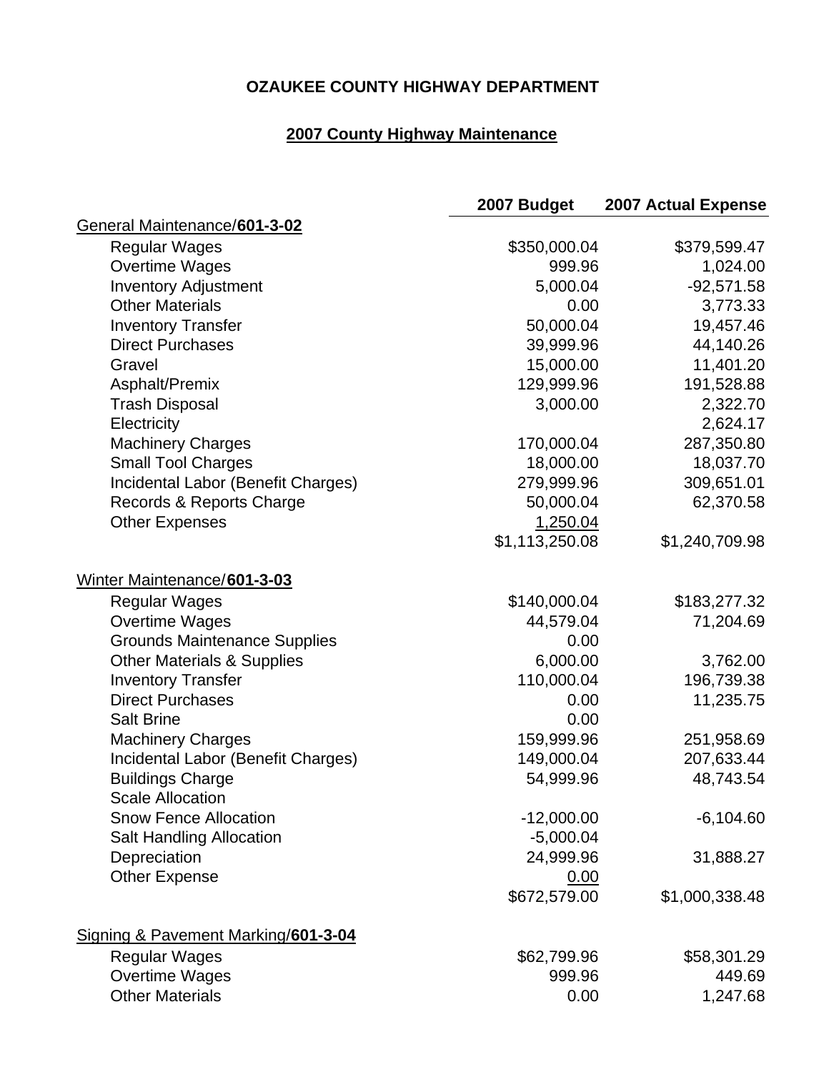**OZAUKEE COUNTY HIGHWAY DEPARTMENT**

**2007 County Highway Maintenance**

| | 2007 Budget | 2007 Actual Expense |
|---|---|---|
| General Maintenance/**601-3-02** | | |
| Regular Wages | $350,000.04 | $379,599.47 |
| Overtime Wages | 999.96 | 1,024.00 |
| Inventory Adjustment | 5,000.04 | -92,571.58 |
| Other Materials | 0.00 | 3,773.33 |
| Inventory Transfer | 50,000.04 | 19,457.46 |
| Direct Purchases | 39,999.96 | 44,140.26 |
| Gravel | 15,000.00 | 11,401.20 |
| Asphalt/Premix | 129,999.96 | 191,528.88 |
| Trash Disposal | 3,000.00 | 2,322.70 |
| Electricity | | 2,624.17 |
| Machinery Charges | 170,000.04 | 287,350.80 |
| Small Tool Charges | 18,000.00 | 18,037.70 |
| Incidental Labor (Benefit Charges) | 279,999.96 | 309,651.01 |
| Records & Reports Charge | 50,000.04 | 62,370.58 |
| Other Expenses | 1,250.04 | |
| | $1,113,250.08 | $1,240,709.98 |
| Winter Maintenance/**601-3-03** | | |
| Regular Wages | $140,000.04 | $183,277.32 |
| Overtime Wages | 44,579.04 | 71,204.69 |
| Grounds Maintenance Supplies | 0.00 | |
| Other Materials & Supplies | 6,000.00 | 3,762.00 |
| Inventory Transfer | 110,000.04 | 196,739.38 |
| Direct Purchases | 0.00 | 11,235.75 |
| Salt Brine | 0.00 | |
| Machinery Charges | 159,999.96 | 251,958.69 |
| Incidental Labor (Benefit Charges) | 149,000.04 | 207,633.44 |
| Buildings Charge | 54,999.96 | 48,743.54 |
| Scale Allocation | | |
| Snow Fence Allocation | -12,000.00 | -6,104.60 |
| Salt Handling Allocation | -5,000.04 | |
| Depreciation | 24,999.96 | 31,888.27 |
| Other Expense | 0.00 | |
| | $672,579.00 | $1,000,338.48 |
| Signing & Pavement Marking/**601-3-04** | | |
| Regular Wages | $62,799.96 | $58,301.29 |
| Overtime Wages | 999.96 | 449.69 |
| Other Materials | 0.00 | 1,247.68 |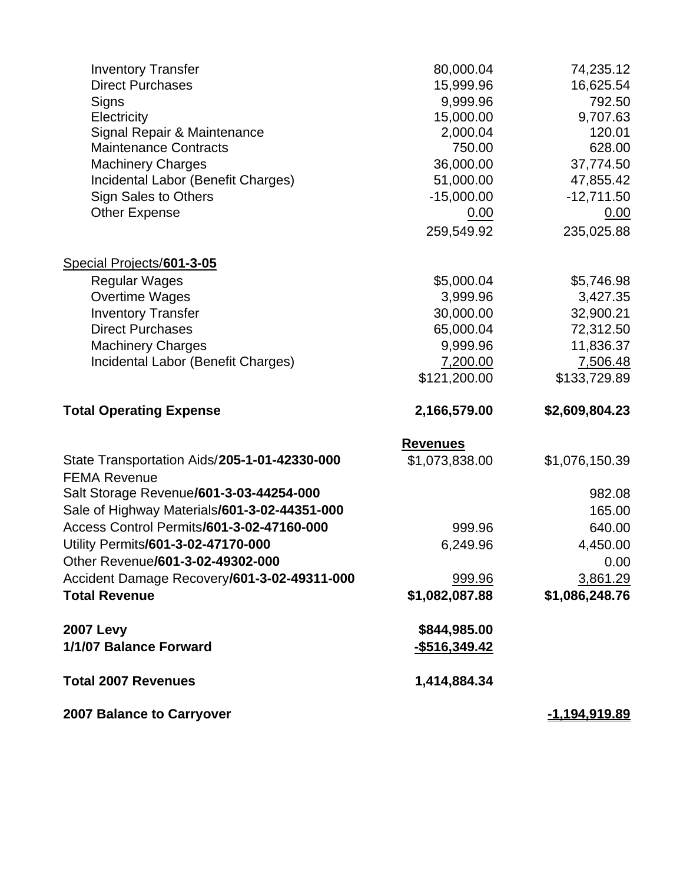| | | |
|---|---|---|
| Inventory Transfer | 80,000.04 | 74,235.12 |
| Direct Purchases | 15,999.96 | 16,625.54 |
| Signs | 9,999.96 | 792.50 |
| Electricity | 15,000.00 | 9,707.63 |
| Signal Repair & Maintenance | 2,000.04 | 120.01 |
| Maintenance Contracts | 750.00 | 628.00 |
| Machinery Charges | 36,000.00 | 37,774.50 |
| Incidental Labor (Benefit Charges) | 51,000.00 | 47,855.42 |
| Sign Sales to Others | -15,000.00 | -12,711.50 |
| Other Expense | 0.00 | 0.00 |
| | 259,549.92 | 235,025.88 |
| Special Projects/**601-3-05** | | |
| Regular Wages | $5,000.04 | $5,746.98 |
| Overtime Wages | 3,999.96 | 3,427.35 |
| Inventory Transfer | 30,000.00 | 32,900.21 |
| Direct Purchases | 65,000.04 | 72,312.50 |
| Machinery Charges | 9,999.96 | 11,836.37 |
| Incidental Labor (Benefit Charges) | 7,200.00 | 7,506.48 |
| | $121,200.00 | $133,729.89 |
| **Total Operating Expense** | **2,166,579.00** | **$2,609,804.23** |
| | **Revenues** | |
| State Transportation Aids/**205-1-01-42330-000** | $1,073,838.00 | $1,076,150.39 |
| FEMA Revenue | | |
| Salt Storage Revenue**/601-3-03-44254-000** | | 982.08 |
| Sale of Highway Materials**/601-3-02-44351-000** | | 165.00 |
| Access Control Permits**/601-3-02-47160-000** | 999.96 | 640.00 |
| Utility Permits**/601-3-02-47170-000** | 6,249.96 | 4,450.00 |
| Other Revenue**/601-3-02-49302-000** | | 0.00 |
| Accident Damage Recovery**/601-3-02-49311-000** | 999.96 | 3,861.29 |
| **Total Revenue** | **$1,082,087.88** | **$1,086,248.76** |
| **2007 Levy** | **$844,985.00** | |
| **1/1/07 Balance Forward** | **-$516,349.42** | |
| **Total 2007 Revenues** | **1,414,884.34** | |
| **2007 Balance to Carryover** | | **-1,194,919.89** |